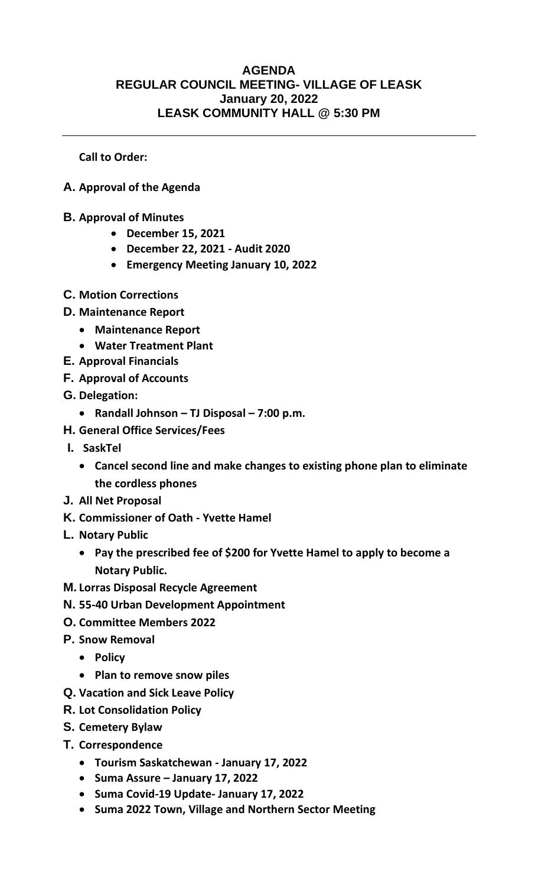# AGENDA
## REGULAR COUNCIL MEETING- VILLAGE OF LEASK
## January 20, 2022
## LEASK COMMUNITY HALL @ 5:30 PM

---

**Call to Order:**

**A. Approval of the Agenda**

**B. Approval of Minutes**

- **December 15, 2021**
- **December 22, 2021 - Audit 2020**
- **Emergency Meeting January 10, 2022**

**C. Motion Corrections**

**D. Maintenance Report**

- **Maintenance Report**
- **Water Treatment Plant**

**E. Approval Financials**

**F. Approval of Accounts**

**G. Delegation:**

- **Randall Johnson – TJ Disposal – 7:00 p.m.**

**H. General Office Services/Fees**

**I. SaskTel**

- **Cancel second line and make changes to existing phone plan to eliminate the cordless phones**

**J. All Net Proposal**

**K. Commissioner of Oath - Yvette Hamel**

**L. Notary Public**

- **Pay the prescribed fee of $200 for Yvette Hamel to apply to become a Notary Public.**

**M. Lorras Disposal Recycle Agreement**

**N. 55-40 Urban Development Appointment**

**O. Committee Members 2022**

**P. Snow Removal**

- **Policy**
- **Plan to remove snow piles**

**Q. Vacation and Sick Leave Policy**

**R. Lot Consolidation Policy**

**S. Cemetery Bylaw**

**T. Correspondence**

- **Tourism Saskatchewan - January 17, 2022**
- **Suma Assure – January 17, 2022**
- **Suma Covid-19 Update- January 17, 2022**
- **Suma 2022 Town, Village and Northern Sector Meeting**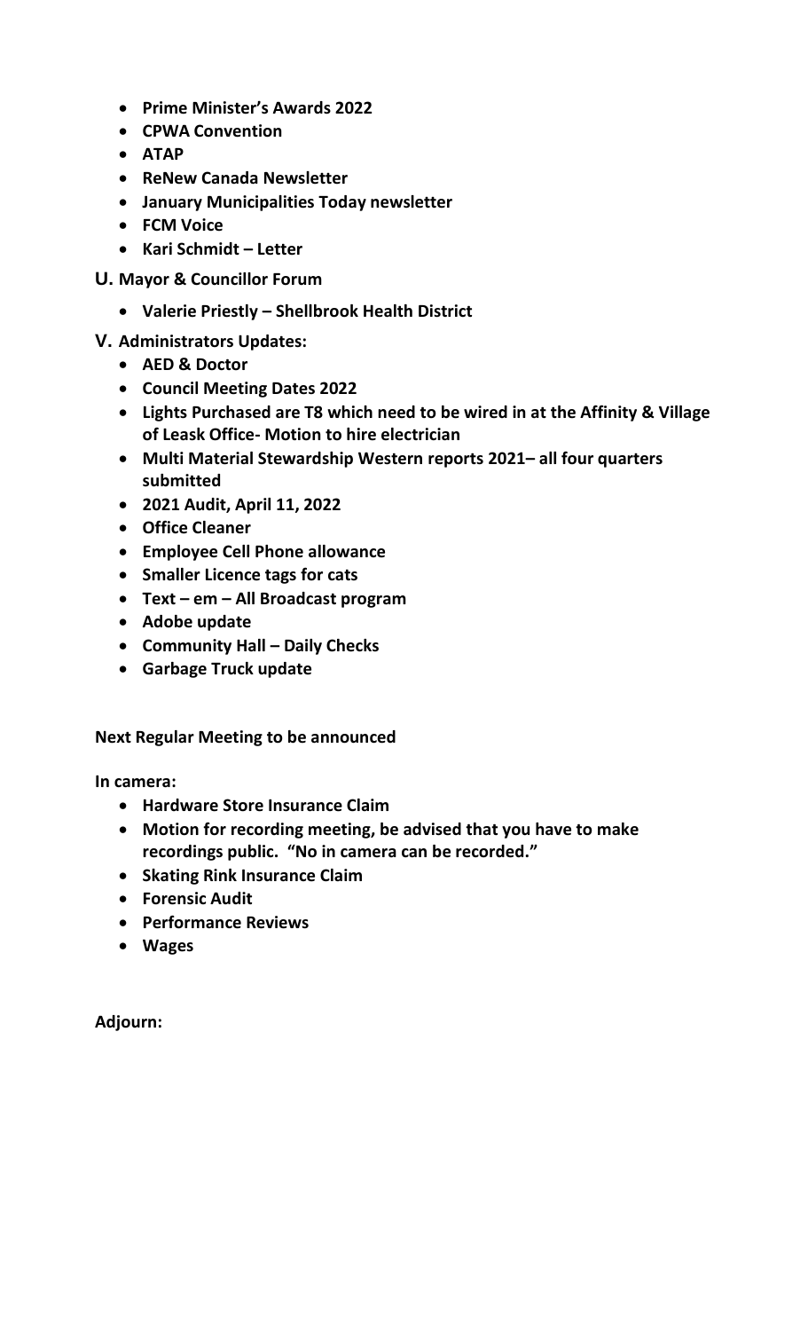- **Prime Minister's Awards 2022**
- **CPWA Convention**
- **ATAP**
- **ReNew Canada Newsletter**
- **January Municipalities Today newsletter**
- **FCM Voice**
- **Kari Schmidt – Letter**

**U. Mayor & Councillor Forum**

- **Valerie Priestly – Shellbrook Health District**

**V. Administrators Updates:**

- **AED & Doctor**
- **Council Meeting Dates 2022**
- **Lights Purchased are T8 which need to be wired in at the Affinity & Village of Leask Office- Motion to hire electrician**
- **Multi Material Stewardship Western reports 2021– all four quarters submitted**
- **2021 Audit, April 11, 2022**
- **Office Cleaner**
- **Employee Cell Phone allowance**
- **Smaller Licence tags for cats**
- **Text – em – All Broadcast program**
- **Adobe update**
- **Community Hall – Daily Checks**
- **Garbage Truck update**

**Next Regular Meeting to be announced**

**In camera:**

- **Hardware Store Insurance Claim**
- **Motion for recording meeting, be advised that you have to make recordings public. "No in camera can be recorded."**
- **Skating Rink Insurance Claim**
- **Forensic Audit**
- **Performance Reviews**
- **Wages**

**Adjourn:**